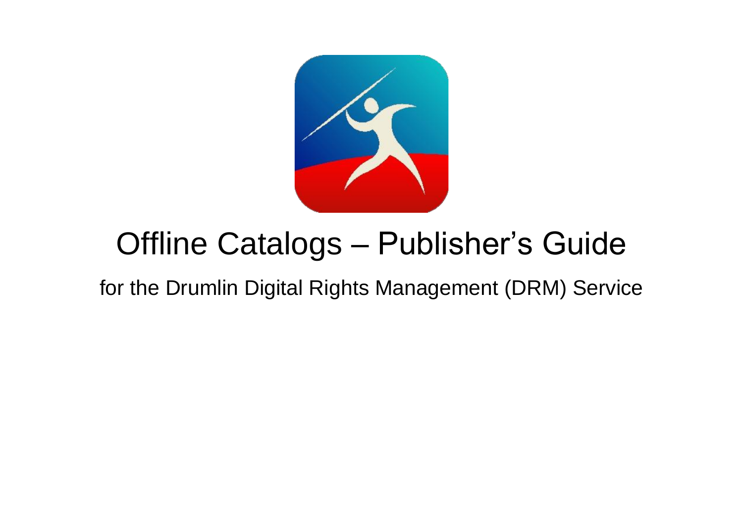# Offline Catalogs – Publisher's Guide

for the Drumlin Digital Rights Management (DRM) Service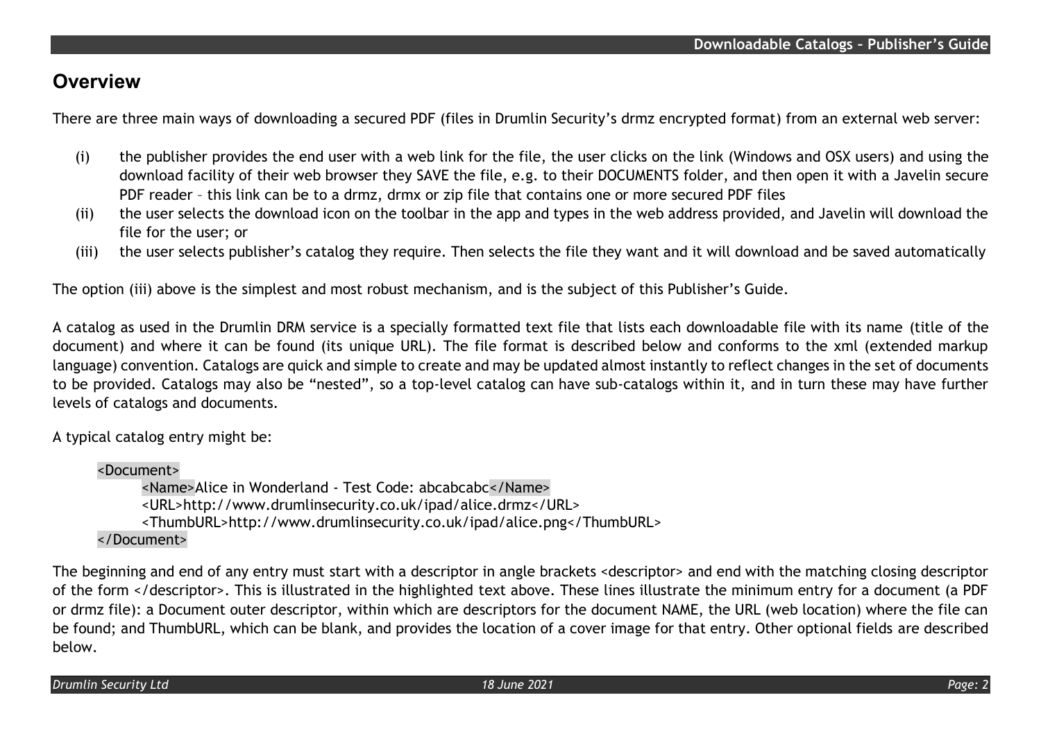## Overview

There are three main ways of downloading a secured PDF (files in Drumlin Security's drmz encrypted format) from an external web server:

(i) the publisher provides the end user with a web link for the file, the user clicks on the link (Windows and OSX users) and using the download facility of their web browser they SAVE the file, e.g. to their DOCUMENTS folder, and then open it with a Javelin secure PDF reader – this link can be to a drmz, drmx or zip file that contains one or more secured PDF files

(ii) the user selects the download icon on the toolbar in the app and types in the web address provided, and Javelin will download the file for the user; or

(iii) the user selects publisher's catalog they require. Then selects the file they want and it will download and be saved automatically

The option (iii) above is the simplest and most robust mechanism, and is the subject of this Publisher's Guide.

A catalog as used in the Drumlin DRM service is a specially formatted text file that lists each downloadable file with its name (title of the document) and where it can be found (its unique URL). The file format is described below and conforms to the xml (extended markup language) convention. Catalogs are quick and simple to create and may be updated almost instantly to reflect changes in the set of documents to be provided. Catalogs may also be "nested", so a top-level catalog can have sub-catalogs within it, and in turn these may have further levels of catalogs and documents.

A typical catalog entry might be:

```
<Document>
    <Name>Alice in Wonderland - Test Code: abcabcabc</Name>
    <URL>http://www.drumlinsecurity.co.uk/ipad/alice.drmz</URL>
    <ThumbURL>http://www.drumlinsecurity.co.uk/ipad/alice.png</ThumbURL>
</Document>
```

The beginning and end of any entry must start with a descriptor in angle brackets <descriptor> and end with the matching closing descriptor of the form </descriptor>. This is illustrated in the highlighted text above. These lines illustrate the minimum entry for a document (a PDF or drmz file): a Document outer descriptor, within which are descriptors for the document NAME, the URL (web location) where the file can be found; and ThumbURL, which can be blank, and provides the location of a cover image for that entry. Other optional fields are described below.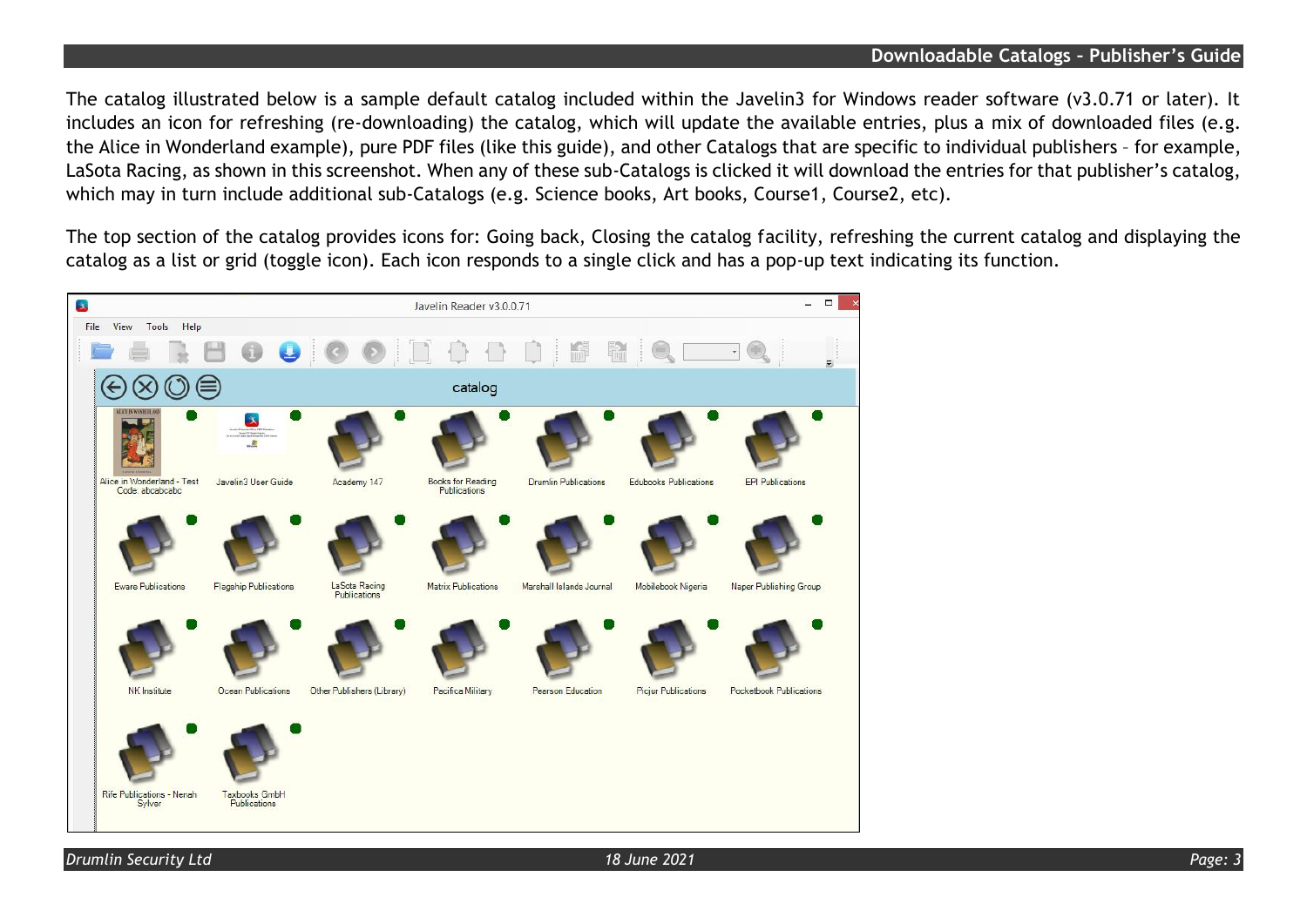The catalog illustrated below is a sample default catalog included within the Javelin3 for Windows reader software (v3.0.71 or later). It includes an icon for refreshing (re-downloading) the catalog, which will update the available entries, plus a mix of downloaded files (e.g. the Alice in Wonderland example), pure PDF files (like this guide), and other Catalogs that are specific to individual publishers – for example, LaSota Racing, as shown in this screenshot. When any of these sub-Catalogs is clicked it will download the entries for that publisher's catalog, which may in turn include additional sub-Catalogs (e.g. Science books, Art books, Course1, Course2, etc).

The top section of the catalog provides icons for: Going back, Closing the catalog facility, refreshing the current catalog and displaying the catalog as a list or grid (toggle icon). Each icon responds to a single click and has a pop-up text indicating its function.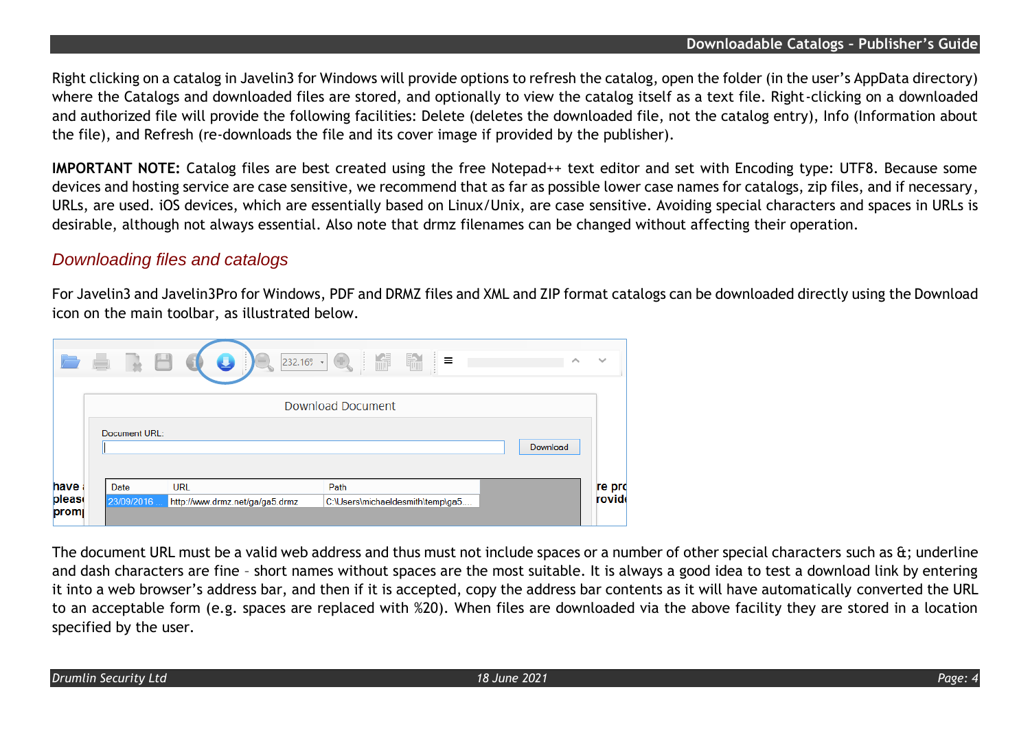Right clicking on a catalog in Javelin3 for Windows will provide options to refresh the catalog, open the folder (in the user's AppData directory) where the Catalogs and downloaded files are stored, and optionally to view the catalog itself as a text file. Right-clicking on a downloaded and authorized file will provide the following facilities: Delete (deletes the downloaded file, not the catalog entry), Info (Information about the file), and Refresh (re-downloads the file and its cover image if provided by the publisher).

**IMPORTANT NOTE:** Catalog files are best created using the free Notepad++ text editor and set with Encoding type: UTF8. Because some devices and hosting service are case sensitive, we recommend that as far as possible lower case names for catalogs, zip files, and if necessary, URLs, are used. iOS devices, which are essentially based on Linux/Unix, are case sensitive. Avoiding special characters and spaces in URLs is desirable, although not always essential. Also note that drmz filenames can be changed without affecting their operation.

## *Downloading files and catalogs*

For Javelin3 and Javelin3Pro for Windows, PDF and DRMZ files and XML and ZIP format catalogs can be downloaded directly using the Download icon on the main toolbar, as illustrated below.

The document URL must be a valid web address and thus must not include spaces or a number of other special characters such as &; underline and dash characters are fine – short names without spaces are the most suitable. It is always a good idea to test a download link by entering it into a web browser's address bar, and then if it is accepted, copy the address bar contents as it will have automatically converted the URL to an acceptable form (e.g. spaces are replaced with %20). When files are downloaded via the above facility they are stored in a location specified by the user.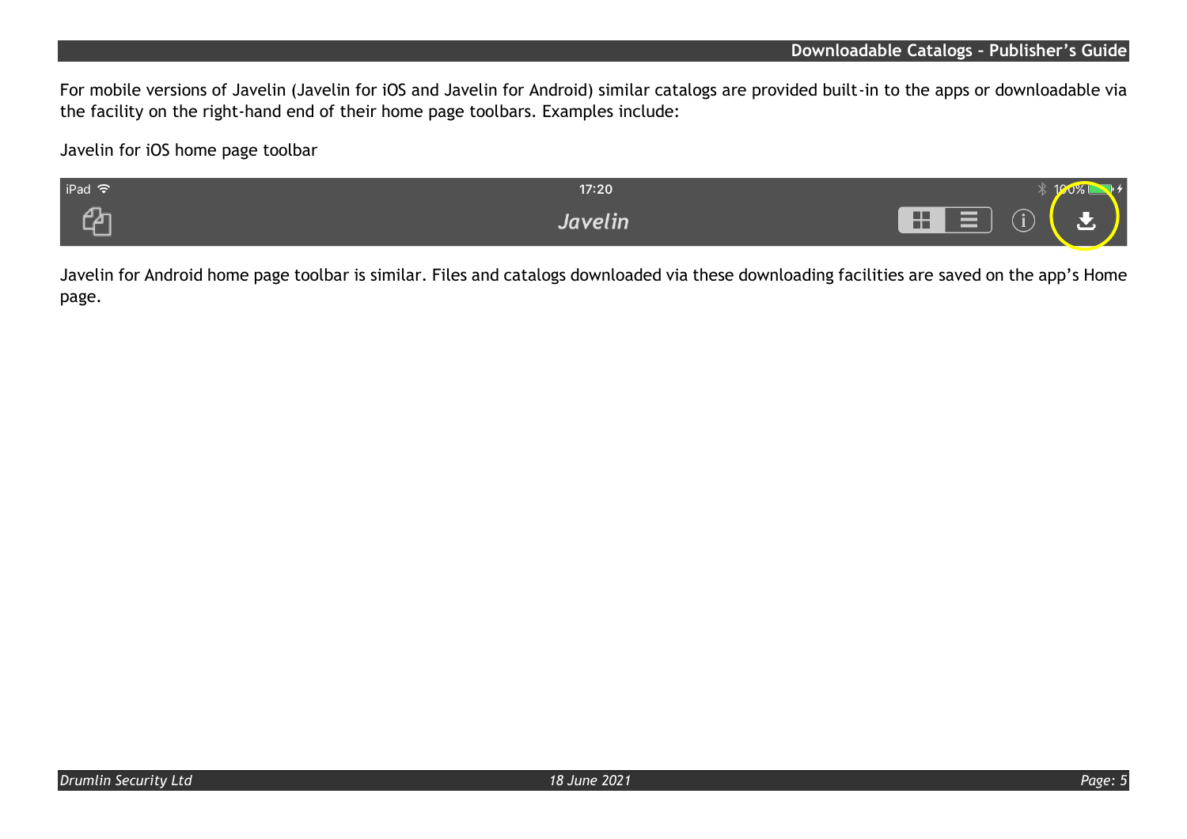For mobile versions of Javelin (Javelin for iOS and Javelin for Android) similar catalogs are provided built-in to the apps or downloadable via the facility on the right-hand end of their home page toolbars. Examples include:

Javelin for iOS home page toolbar

Javelin for Android home page toolbar is similar. Files and catalogs downloaded via these downloading facilities are saved on the app's Home page.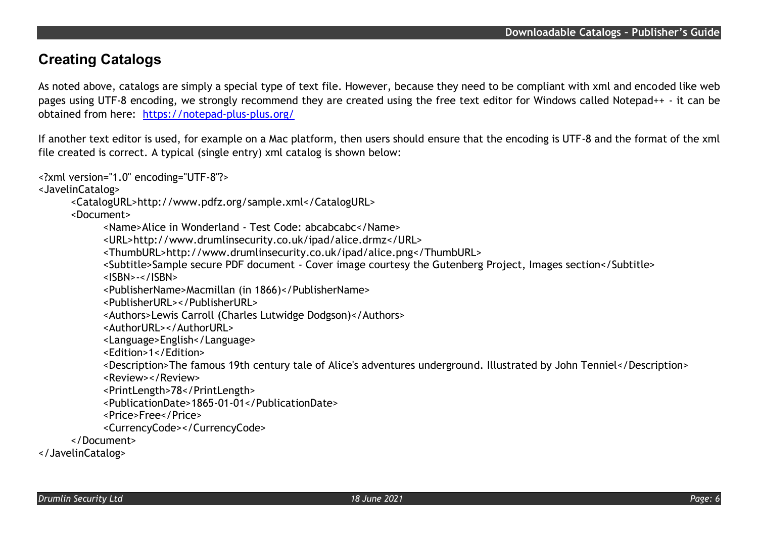## Creating Catalogs

As noted above, catalogs are simply a special type of text file. However, because they need to be compliant with xml and encoded like web pages using UTF-8 encoding, we strongly recommend they are created using the free text editor for Windows called Notepad++ - it can be obtained from here: [https://notepad-plus-plus.org/](https://notepad-plus-plus.org/)

If another text editor is used, for example on a Mac platform, then users should ensure that the encoding is UTF-8 and the format of the xml file created is correct. A typical (single entry) xml catalog is shown below:

```xml
<?xml version="1.0" encoding="UTF-8"?>
<JavelinCatalog>
	<CatalogURL>http://www.pdfz.org/sample.xml</CatalogURL>
	<Document>
		<Name>Alice in Wonderland - Test Code: abcabcabc</Name>
		<URL>http://www.drumlinsecurity.co.uk/ipad/alice.drmz</URL>
		<ThumbURL>http://www.drumlinsecurity.co.uk/ipad/alice.png</ThumbURL>
		<Subtitle>Sample secure PDF document - Cover image courtesy the Gutenberg Project, Images section</Subtitle>
		<ISBN>-</ISBN>
		<PublisherName>Macmillan (in 1866)</PublisherName>
		<PublisherURL></PublisherURL>
		<Authors>Lewis Carroll (Charles Lutwidge Dodgson)</Authors>
		<AuthorURL></AuthorURL>
		<Language>English</Language>
		<Edition>1</Edition>
		<Description>The famous 19th century tale of Alice's adventures underground. Illustrated by John Tenniel</Description>
		<Review></Review>
		<PrintLength>78</PrintLength>
		<PublicationDate>1865-01-01</PublicationDate>
		<Price>Free</Price>
		<CurrencyCode></CurrencyCode>
	</Document>
</JavelinCatalog>
```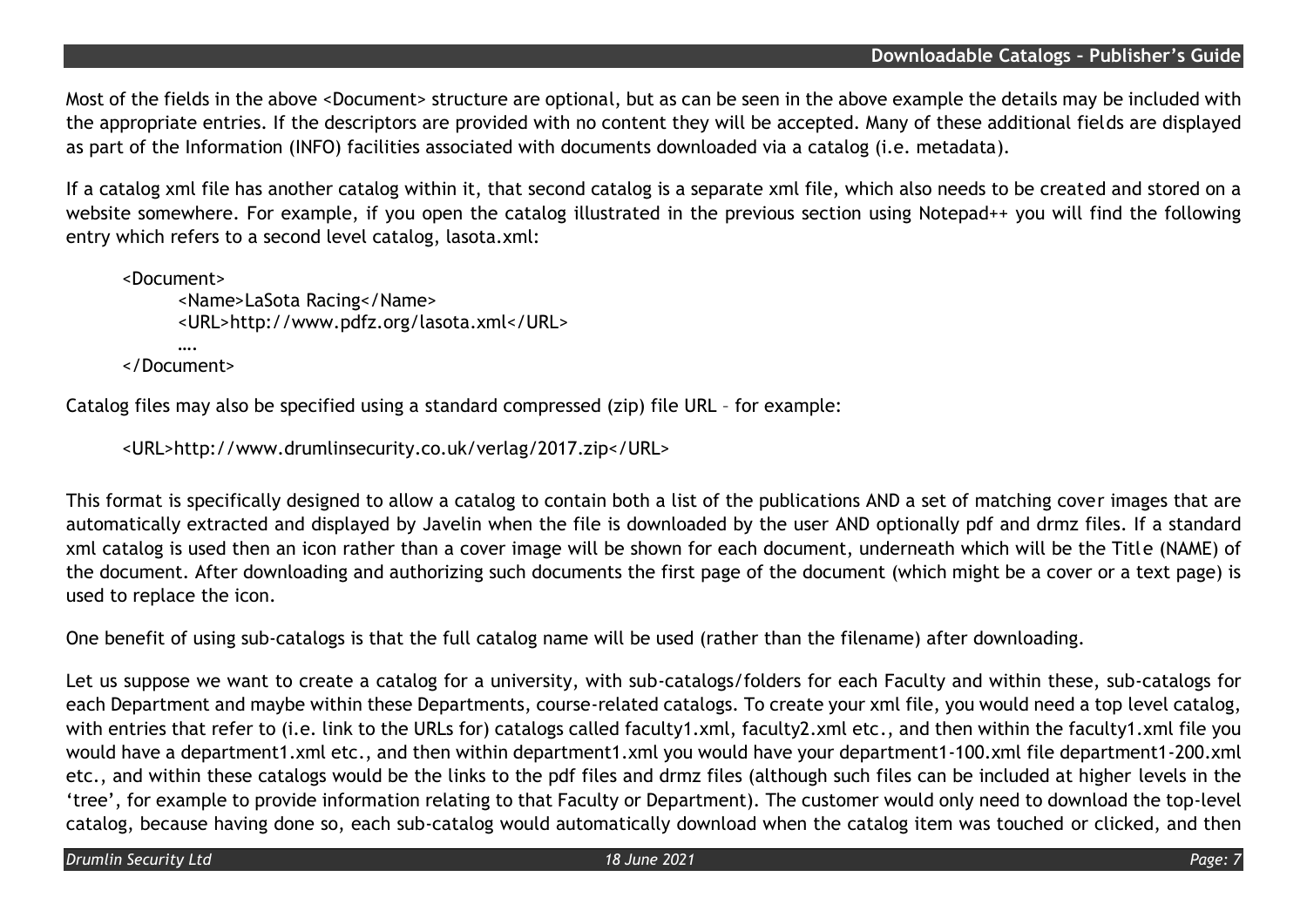Most of the fields in the above <Document> structure are optional, but as can be seen in the above example the details may be included with the appropriate entries. If the descriptors are provided with no content they will be accepted. Many of these additional fields are displayed as part of the Information (INFO) facilities associated with documents downloaded via a catalog (i.e. metadata).

If a catalog xml file has another catalog within it, that second catalog is a separate xml file, which also needs to be created and stored on a website somewhere. For example, if you open the catalog illustrated in the previous section using Notepad++ you will find the following entry which refers to a second level catalog, lasota.xml:

```
<Document>
    <Name>LaSota Racing</Name>
    <URL>http://www.pdfz.org/lasota.xml</URL>
    ….
</Document>
```

Catalog files may also be specified using a standard compressed (zip) file URL – for example:

```
<URL>http://www.drumlinsecurity.co.uk/verlag/2017.zip</URL>
```

This format is specifically designed to allow a catalog to contain both a list of the publications AND a set of matching cover images that are automatically extracted and displayed by Javelin when the file is downloaded by the user AND optionally pdf and drmz files. If a standard xml catalog is used then an icon rather than a cover image will be shown for each document, underneath which will be the Title (NAME) of the document. After downloading and authorizing such documents the first page of the document (which might be a cover or a text page) is used to replace the icon.

One benefit of using sub-catalogs is that the full catalog name will be used (rather than the filename) after downloading.

Let us suppose we want to create a catalog for a university, with sub-catalogs/folders for each Faculty and within these, sub-catalogs for each Department and maybe within these Departments, course-related catalogs. To create your xml file, you would need a top level catalog, with entries that refer to (i.e. link to the URLs for) catalogs called faculty1.xml, faculty2.xml etc., and then within the faculty1.xml file you would have a department1.xml etc., and then within department1.xml you would have your department1-100.xml file department1-200.xml etc., and within these catalogs would be the links to the pdf files and drmz files (although such files can be included at higher levels in the 'tree', for example to provide information relating to that Faculty or Department). The customer would only need to download the top-level catalog, because having done so, each sub-catalog would automatically download when the catalog item was touched or clicked, and then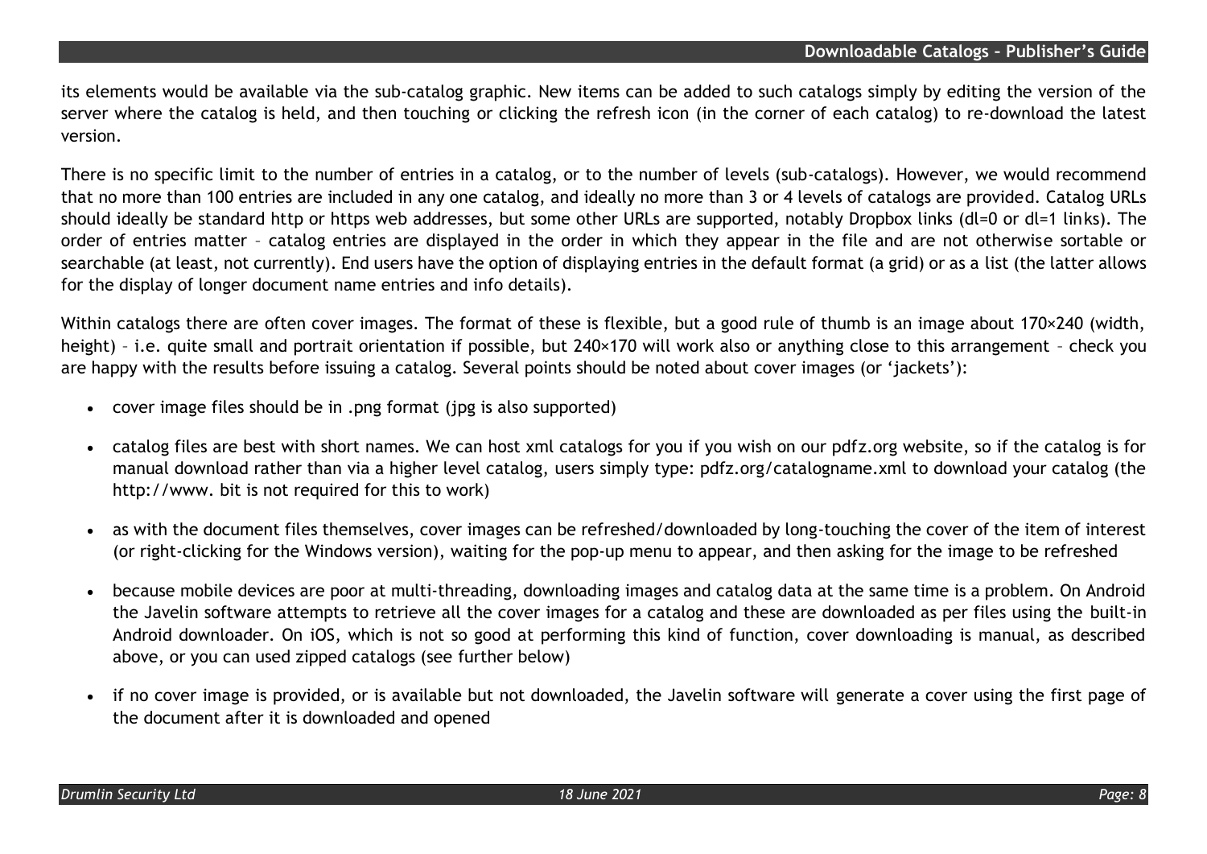its elements would be available via the sub-catalog graphic. New items can be added to such catalogs simply by editing the version of the server where the catalog is held, and then touching or clicking the refresh icon (in the corner of each catalog) to re-download the latest version.

There is no specific limit to the number of entries in a catalog, or to the number of levels (sub-catalogs). However, we would recommend that no more than 100 entries are included in any one catalog, and ideally no more than 3 or 4 levels of catalogs are provided. Catalog URLs should ideally be standard http or https web addresses, but some other URLs are supported, notably Dropbox links (dl=0 or dl=1 links). The order of entries matter – catalog entries are displayed in the order in which they appear in the file and are not otherwise sortable or searchable (at least, not currently). End users have the option of displaying entries in the default format (a grid) or as a list (the latter allows for the display of longer document name entries and info details).

Within catalogs there are often cover images. The format of these is flexible, but a good rule of thumb is an image about 170×240 (width, height) – i.e. quite small and portrait orientation if possible, but 240×170 will work also or anything close to this arrangement – check you are happy with the results before issuing a catalog. Several points should be noted about cover images (or 'jackets'):

- cover image files should be in .png format (jpg is also supported)
- catalog files are best with short names. We can host xml catalogs for you if you wish on our pdfz.org website, so if the catalog is for manual download rather than via a higher level catalog, users simply type: pdfz.org/catalogname.xml to download your catalog (the http://www. bit is not required for this to work)
- as with the document files themselves, cover images can be refreshed/downloaded by long-touching the cover of the item of interest (or right-clicking for the Windows version), waiting for the pop-up menu to appear, and then asking for the image to be refreshed
- because mobile devices are poor at multi-threading, downloading images and catalog data at the same time is a problem. On Android the Javelin software attempts to retrieve all the cover images for a catalog and these are downloaded as per files using the built-in Android downloader. On iOS, which is not so good at performing this kind of function, cover downloading is manual, as described above, or you can used zipped catalogs (see further below)
- if no cover image is provided, or is available but not downloaded, the Javelin software will generate a cover using the first page of the document after it is downloaded and opened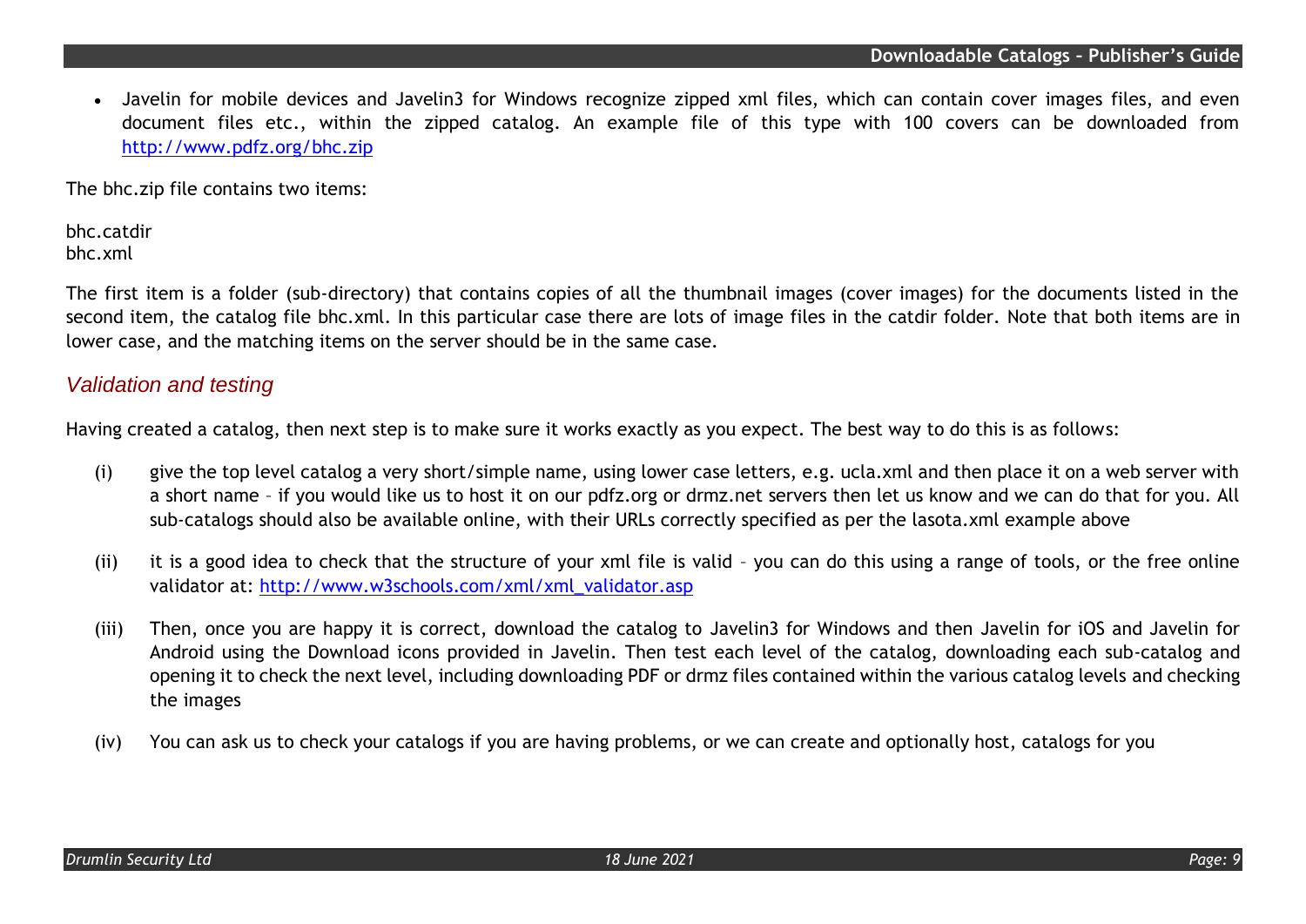- Javelin for mobile devices and Javelin3 for Windows recognize zipped xml files, which can contain cover images files, and even document files etc., within the zipped catalog. An example file of this type with 100 covers can be downloaded from [http://www.pdfz.org/bhc.zip](http://www.pdfz.org/bhc.zip)

The bhc.zip file contains two items:

bhc.catdir
bhc.xml

The first item is a folder (sub-directory) that contains copies of all the thumbnail images (cover images) for the documents listed in the second item, the catalog file bhc.xml. In this particular case there are lots of image files in the catdir folder. Note that both items are in lower case, and the matching items on the server should be in the same case.

## *Validation and testing*

Having created a catalog, then next step is to make sure it works exactly as you expect. The best way to do this is as follows:

(i) give the top level catalog a very short/simple name, using lower case letters, e.g. ucla.xml and then place it on a web server with a short name – if you would like us to host it on our pdfz.org or drmz.net servers then let us know and we can do that for you. All sub-catalogs should also be available online, with their URLs correctly specified as per the lasota.xml example above

(ii) it is a good idea to check that the structure of your xml file is valid – you can do this using a range of tools, or the free online validator at: [http://www.w3schools.com/xml/xml_validator.asp](http://www.w3schools.com/xml/xml_validator.asp)

(iii) Then, once you are happy it is correct, download the catalog to Javelin3 for Windows and then Javelin for iOS and Javelin for Android using the Download icons provided in Javelin. Then test each level of the catalog, downloading each sub-catalog and opening it to check the next level, including downloading PDF or drmz files contained within the various catalog levels and checking the images

(iv) You can ask us to check your catalogs if you are having problems, or we can create and optionally host, catalogs for you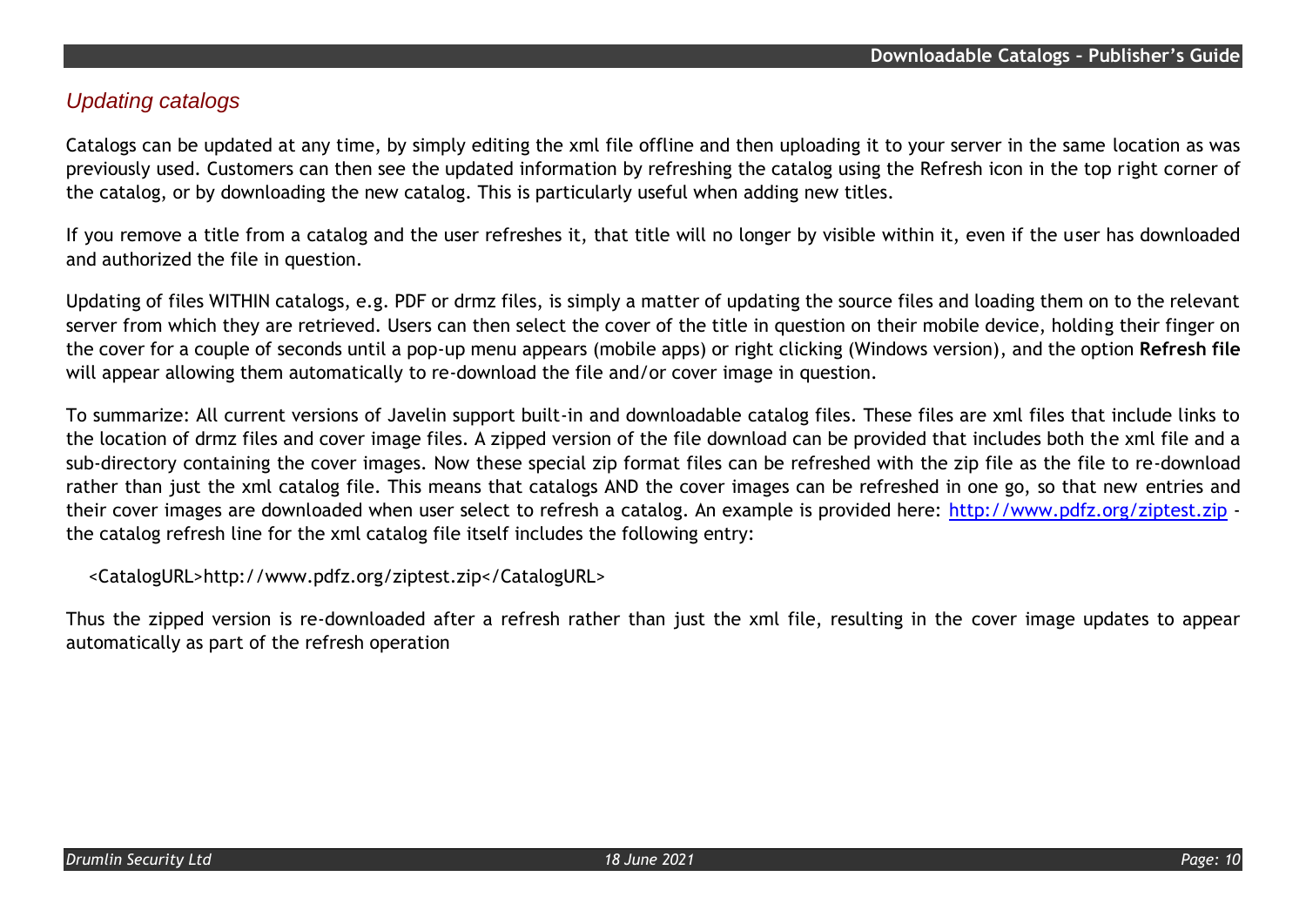## *Updating catalogs*

Catalogs can be updated at any time, by simply editing the xml file offline and then uploading it to your server in the same location as was previously used. Customers can then see the updated information by refreshing the catalog using the Refresh icon in the top right corner of the catalog, or by downloading the new catalog. This is particularly useful when adding new titles.

If you remove a title from a catalog and the user refreshes it, that title will no longer by visible within it, even if the user has downloaded and authorized the file in question.

Updating of files WITHIN catalogs, e.g. PDF or drmz files, is simply a matter of updating the source files and loading them on to the relevant server from which they are retrieved. Users can then select the cover of the title in question on their mobile device, holding their finger on the cover for a couple of seconds until a pop-up menu appears (mobile apps) or right clicking (Windows version), and the option **Refresh file** will appear allowing them automatically to re-download the file and/or cover image in question.

To summarize: All current versions of Javelin support built-in and downloadable catalog files. These files are xml files that include links to the location of drmz files and cover image files. A zipped version of the file download can be provided that includes both the xml file and a sub-directory containing the cover images. Now these special zip format files can be refreshed with the zip file as the file to re-download rather than just the xml catalog file. This means that catalogs AND the cover images can be refreshed in one go, so that new entries and their cover images are downloaded when user select to refresh a catalog. An example is provided here: [http://www.pdfz.org/ziptest.zip](http://www.pdfz.org/ziptest.zip) - the catalog refresh line for the xml catalog file itself includes the following entry:

```
<CatalogURL>http://www.pdfz.org/ziptest.zip</CatalogURL>
```

Thus the zipped version is re-downloaded after a refresh rather than just the xml file, resulting in the cover image updates to appear automatically as part of the refresh operation